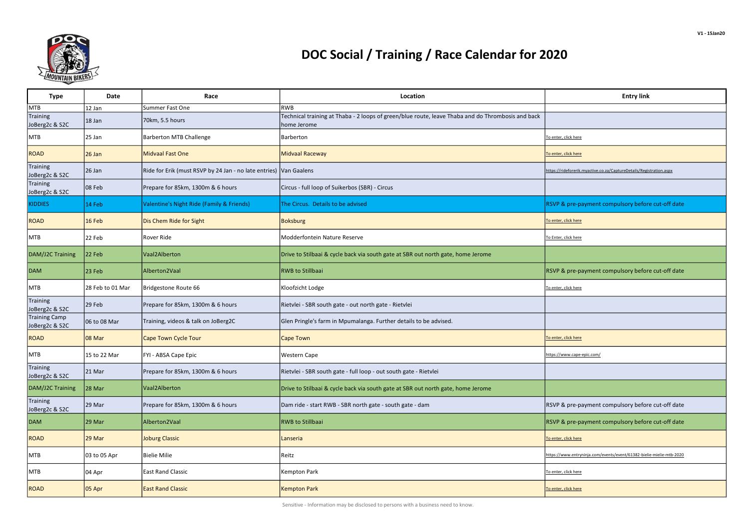V1 - 15Jan20

# DOC Social / Training / Race Calendar for 2020

| Type | Date | Race | Location | Entry link |
|---|---|---|---|---|
| MTB | 12 Jan | Summer Fast One | RWB | |
| Training JoBerg2c & S2C | 18 Jan | 70km, 5.5 hours | Technical training at Thaba - 2 loops of green/blue route, leave Thaba and do Thrombosis and back home Jerome | |
| MTB | 25 Jan | Barberton MTB Challenge | Barberton | To enter, click here |
| ROAD | 26 Jan | Midvaal Fast One | Midvaal Raceway | To enter, click here |
| Training JoBerg2c & S2C | 26 Jan | Ride for Erik (must RSVP by 24 Jan - no late entries) | Van Gaalens | https://rideforerik.myactive.co.za/CaptureDetails/Registration.aspx |
| Training JoBerg2c & S2C | 08 Feb | Prepare for 85km, 1300m & 6 hours | Circus - full loop of Suikerbos (SBR) - Circus | |
| KIDDIES | 14 Feb | Valentine's Night Ride (Family & Friends) | The Circus. Details to be advised | RSVP & pre-payment compulsory before cut-off date |
| ROAD | 16 Feb | Dis Chem Ride for Sight | Boksburg | To enter, click here |
| MTB | 22 Feb | Rover Ride | Modderfontein Nature Reserve | To Enter, click here |
| DAM/J2C Training | 22 Feb | Vaal2Alberton | Drive to Stilbaai & cycle back via south gate at SBR out north gate, home Jerome | |
| DAM | 23 Feb | Alberton2Vaal | RWB to Stillbaai | RSVP & pre-payment compulsory before cut-off date |
| MTB | 28 Feb to 01 Mar | Bridgestone Route 66 | Kloofzicht Lodge | To enter, click here |
| Training JoBerg2c & S2C | 29 Feb | Prepare for 85km, 1300m & 6 hours | Rietvlei - SBR south gate - out north gate - Rietvlei | |
| Training Camp JoBerg2c & S2C | 06 to 08 Mar | Training, videos & talk on JoBerg2C | Glen Pringle's farm in Mpumalanga. Further details to be advised. | |
| ROAD | 08 Mar | Cape Town Cycle Tour | Cape Town | To enter, click here |
| MTB | 15 to 22 Mar | FYI - ABSA Cape Epic | Western Cape | https://www.cape-epic.com/ |
| Training JoBerg2c & S2C | 21 Mar | Prepare for 85km, 1300m & 6 hours | Rietvlei - SBR south gate - full loop - out south gate - Rietvlei | |
| DAM/J2C Training | 28 Mar | Vaal2Alberton | Drive to Stilbaai & cycle back via south gate at SBR out north gate, home Jerome | |
| Training JoBerg2c & S2C | 29 Mar | Prepare for 85km, 1300m & 6 hours | Dam ride - start RWB - SBR north gate - south gate - dam | RSVP & pre-payment compulsory before cut-off date |
| DAM | 29 Mar | Alberton2Vaal | RWB to Stillbaai | RSVP & pre-payment compulsory before cut-off date |
| ROAD | 29 Mar | Joburg Classic | Lanseria | To enter, click here |
| MTB | 03 to 05 Apr | Bielie Milie | Reitz | https://www.entryninja.com/events/event/61382-bielie-mielie-mtb-2020 |
| MTB | 04 Apr | East Rand Classic | Kempton Park | To enter, click here |
| ROAD | 05 Apr | East Rand Classic | Kempton Park | To enter, click here |

Sensitive - Information may be disclosed to persons with a business need to know.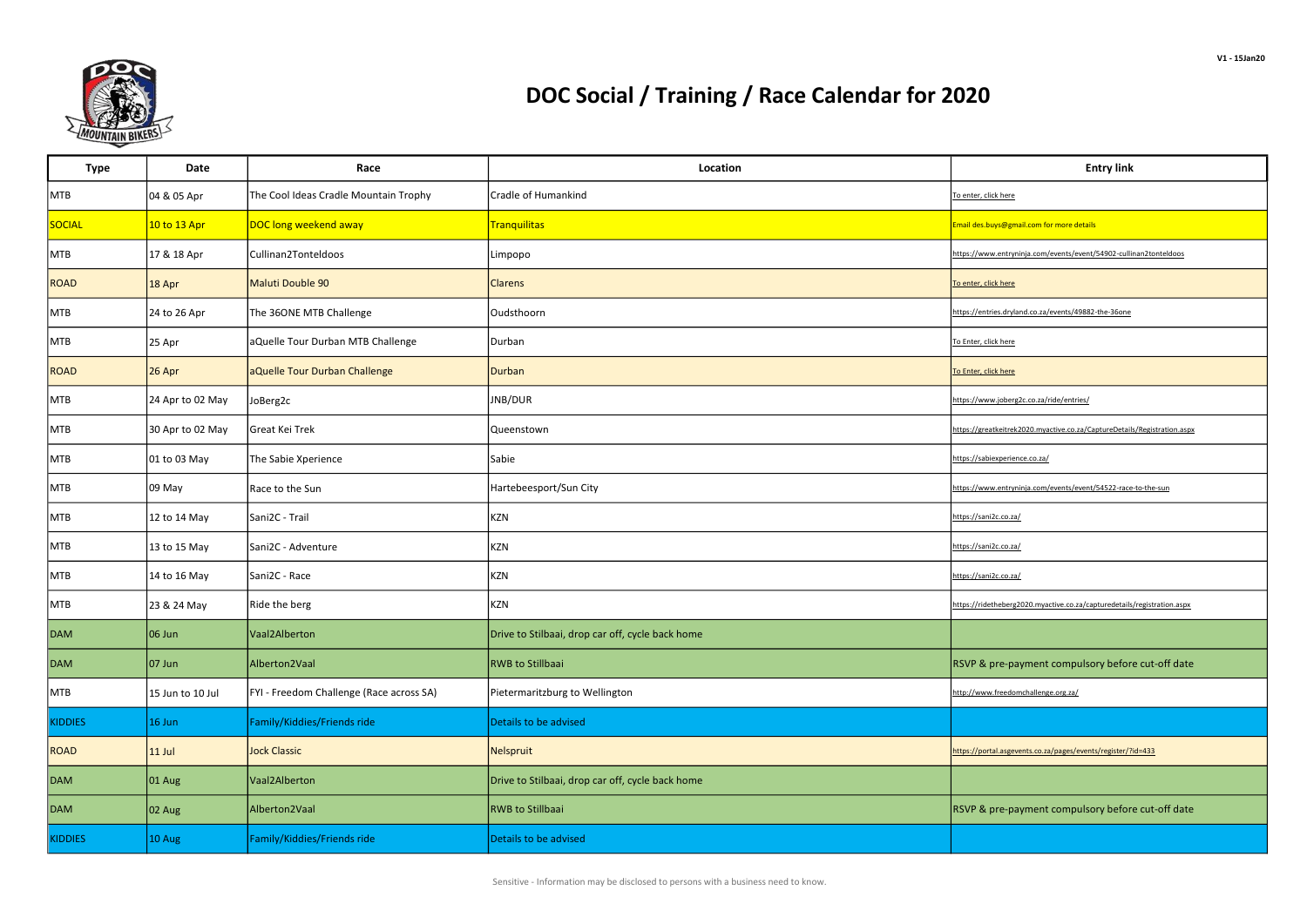V1 - 15Jan20

# DOC Social / Training / Race Calendar for 2020

| Type | Date | Race | Location | Entry link |
|---|---|---|---|---|
| MTB | 04 & 05 Apr | The Cool Ideas Cradle Mountain Trophy | Cradle of Humankind | To enter, click here |
| SOCIAL | 10 to 13 Apr | DOC long weekend away | Tranquilitas | Email des.buys@gmail.com for more details |
| MTB | 17 & 18 Apr | Cullinan2Tonteldoos | Limpopo | https://www.entryninja.com/events/event/54902-cullinan2tonteldoos |
| ROAD | 18 Apr | Maluti Double 90 | Clarens | To enter, click here |
| MTB | 24 to 26 Apr | The 36ONE MTB Challenge | Oudsthoorn | https://entries.dryland.co.za/events/49882-the-36one |
| MTB | 25 Apr | aQuelle Tour Durban MTB Challenge | Durban | To Enter, click here |
| ROAD | 26 Apr | aQuelle Tour Durban Challenge | Durban | To Enter, click here |
| MTB | 24 Apr to 02 May | JoBerg2c | JNB/DUR | https://www.joberg2c.co.za/ride/entries/ |
| MTB | 30 Apr to 02 May | Great Kei Trek | Queenstown | https://greatkeitrek2020.myactive.co.za/CaptureDetails/Registration.aspx |
| MTB | 01 to 03 May | The Sabie Xperience | Sabie | https://sabiexperience.co.za/ |
| MTB | 09 May | Race to the Sun | Hartebeesport/Sun City | https://www.entryninja.com/events/event/54522-race-to-the-sun |
| MTB | 12 to 14 May | Sani2C - Trail | KZN | https://sani2c.co.za/ |
| MTB | 13 to 15 May | Sani2C - Adventure | KZN | https://sani2c.co.za/ |
| MTB | 14 to 16 May | Sani2C - Race | KZN | https://sani2c.co.za/ |
| MTB | 23 & 24 May | Ride the berg | KZN | https://ridetheberg2020.myactive.co.za/capturedetails/registration.aspx |
| DAM | 06 Jun | Vaal2Alberton | Drive to Stilbaai, drop car off, cycle back home | |
| DAM | 07 Jun | Alberton2Vaal | RWB to Stillbaai | RSVP & pre-payment compulsory before cut-off date |
| MTB | 15 Jun to 10 Jul | FYI - Freedom Challenge (Race across SA) | Pietermaritzburg to Wellington | http://www.freedomchallenge.org.za/ |
| KIDDIES | 16 Jun | Family/Kiddies/Friends ride | Details to be advised | |
| ROAD | 11 Jul | Jock Classic | Nelspruit | https://portal.asgevents.co.za/pages/events/register/?id=433 |
| DAM | 01 Aug | Vaal2Alberton | Drive to Stilbaai, drop car off, cycle back home | |
| DAM | 02 Aug | Alberton2Vaal | RWB to Stillbaai | RSVP & pre-payment compulsory before cut-off date |
| KIDDIES | 10 Aug | Family/Kiddies/Friends ride | Details to be advised | |

Sensitive - Information may be disclosed to persons with a business need to know.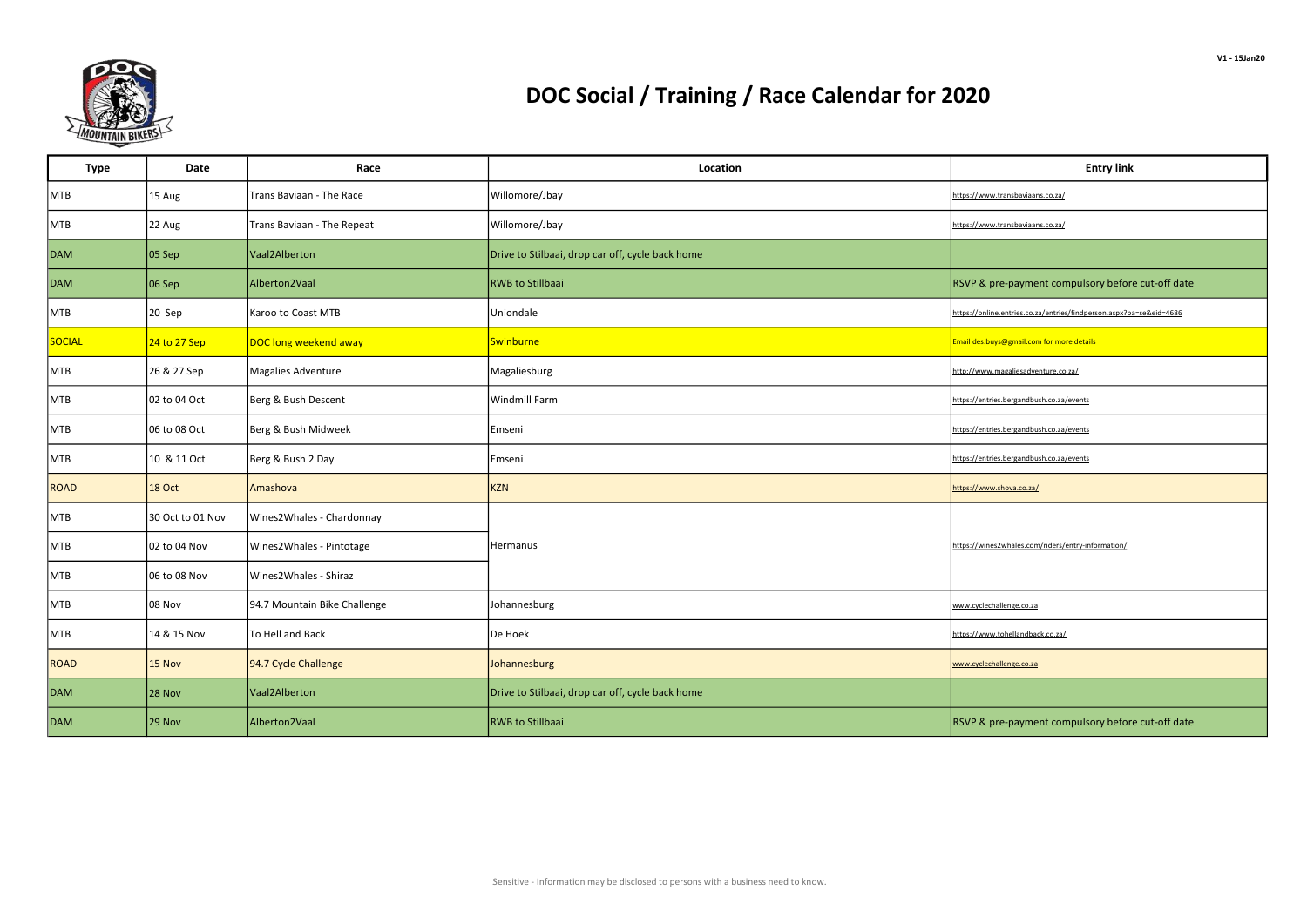V1 - 15Jan20

# DOC Social / Training / Race Calendar for 2020

| Type | Date | Race | Location | Entry link |
| --- | --- | --- | --- | --- |
| MTB | 15 Aug | Trans Baviaan - The Race | Willomore/Jbay | https://www.transbaviaans.co.za/ |
| MTB | 22 Aug | Trans Baviaan - The Repeat | Willomore/Jbay | https://www.transbaviaans.co.za/ |
| DAM | 05 Sep | Vaal2Alberton | Drive to Stilbaai, drop car off, cycle back home | |
| DAM | 06 Sep | Alberton2Vaal | RWB to Stillbaai | RSVP & pre-payment compulsory before cut-off date |
| MTB | 20 Sep | Karoo to Coast MTB | Uniondale | https://online.entries.co.za/entries/findperson.aspx?pa=se&eid=4686 |
| SOCIAL | 24 to 27 Sep | DOC long weekend away | Swinburne | Email des.buys@gmail.com for more details |
| MTB | 26 & 27 Sep | Magalies Adventure | Magaliesburg | http://www.magaliesadventure.co.za/ |
| MTB | 02 to 04 Oct | Berg & Bush Descent | Windmill Farm | https://entries.bergandbush.co.za/events |
| MTB | 06 to 08 Oct | Berg & Bush Midweek | Emseni | https://entries.bergandbush.co.za/events |
| MTB | 10 & 11 Oct | Berg & Bush 2 Day | Emseni | https://entries.bergandbush.co.za/events |
| ROAD | 18 Oct | Amashova | KZN | https://www.shova.co.za/ |
| MTB | 30 Oct to 01 Nov | Wines2Whales - Chardonnay | Hermanus | https://wines2whales.com/riders/entry-information/ |
| MTB | 02 to 04 Nov | Wines2Whales - Pintotage | Hermanus | https://wines2whales.com/riders/entry-information/ |
| MTB | 06 to 08 Nov | Wines2Whales - Shiraz | Hermanus | https://wines2whales.com/riders/entry-information/ |
| MTB | 08 Nov | 94.7 Mountain Bike Challenge | Johannesburg | www.cyclechallenge.co.za |
| MTB | 14 & 15 Nov | To Hell and Back | De Hoek | https://www.tohellandback.co.za/ |
| ROAD | 15 Nov | 94.7 Cycle Challenge | Johannesburg | www.cyclechallenge.co.za |
| DAM | 28 Nov | Vaal2Alberton | Drive to Stilbaai, drop car off, cycle back home | |
| DAM | 29 Nov | Alberton2Vaal | RWB to Stillbaai | RSVP & pre-payment compulsory before cut-off date |

Sensitive - Information may be disclosed to persons with a business need to know.